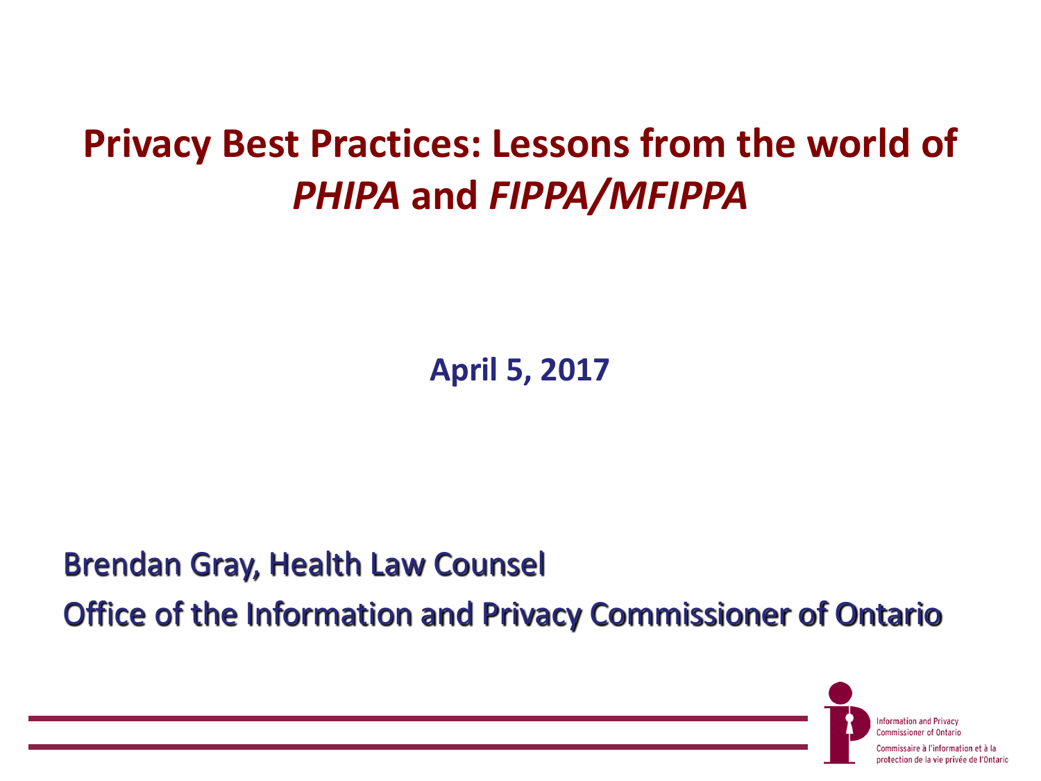# Privacy Best Practices: Lessons from the world of *PHIPA* and *FIPPA/MFIPPA*

**April 5, 2017**

Brendan Gray, Health Law Counsel

Office of the Information and Privacy Commissioner of Ontario

Information and Privacy Commissioner of Ontario

Commissaire à l'information et à la protection de la vie privée de l'Ontario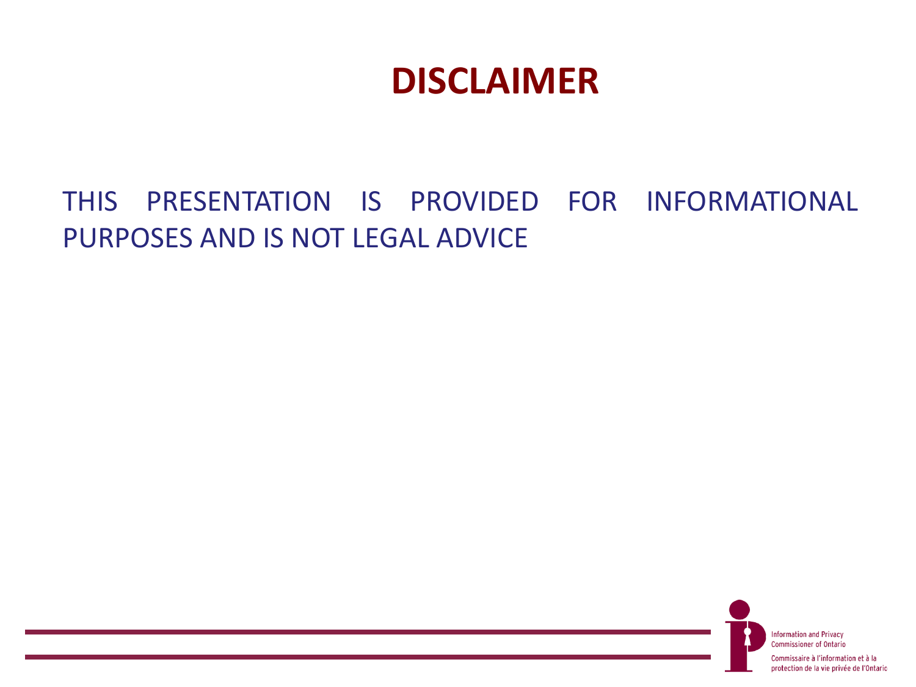# DISCLAIMER

THIS PRESENTATION IS PROVIDED FOR INFORMATIONAL PURPOSES AND IS NOT LEGAL ADVICE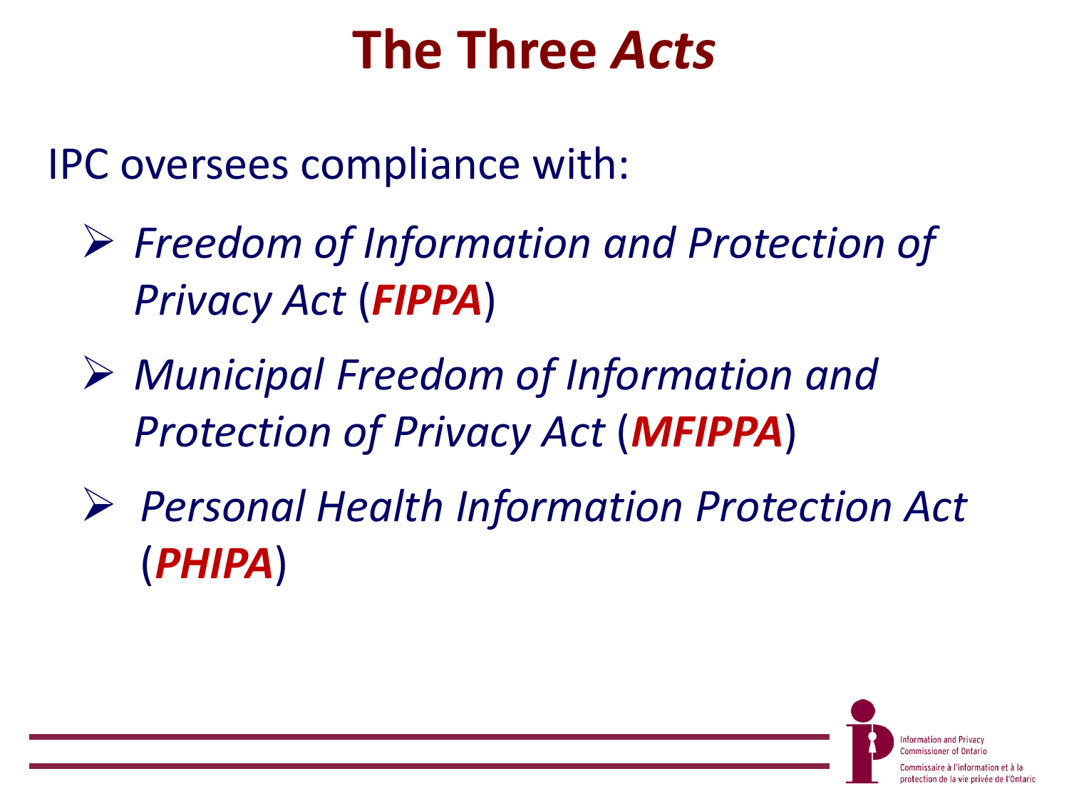# The Three *Acts*

IPC oversees compliance with:

- *Freedom of Information and Protection of Privacy Act* (***FIPPA***)
- *Municipal Freedom of Information and Protection of Privacy Act* (***MFIPPA***)
- *Personal Health Information Protection Act* (***PHIPA***)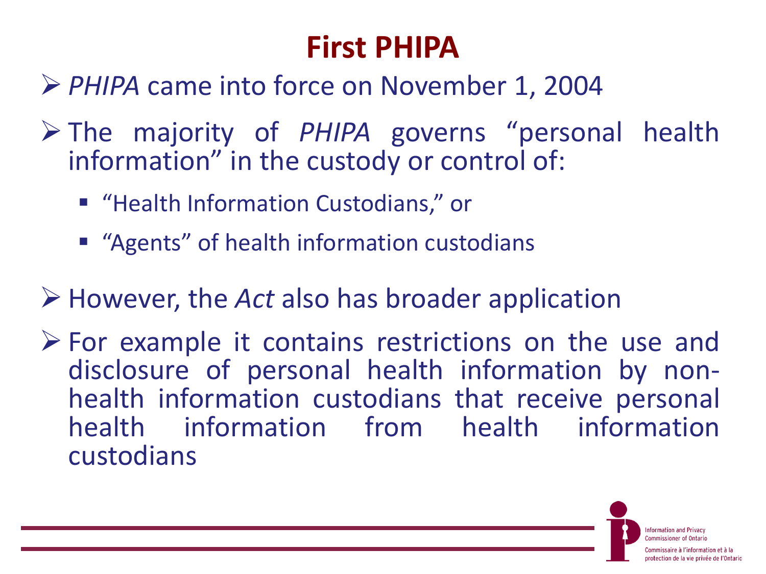# First PHIPA

- *PHIPA* came into force on November 1, 2004
- The majority of *PHIPA* governs "personal health information" in the custody or control of:
  - "Health Information Custodians," or
  - "Agents" of health information custodians
- However, the *Act* also has broader application
- For example it contains restrictions on the use and disclosure of personal health information by non-health information custodians that receive personal health information from health information custodians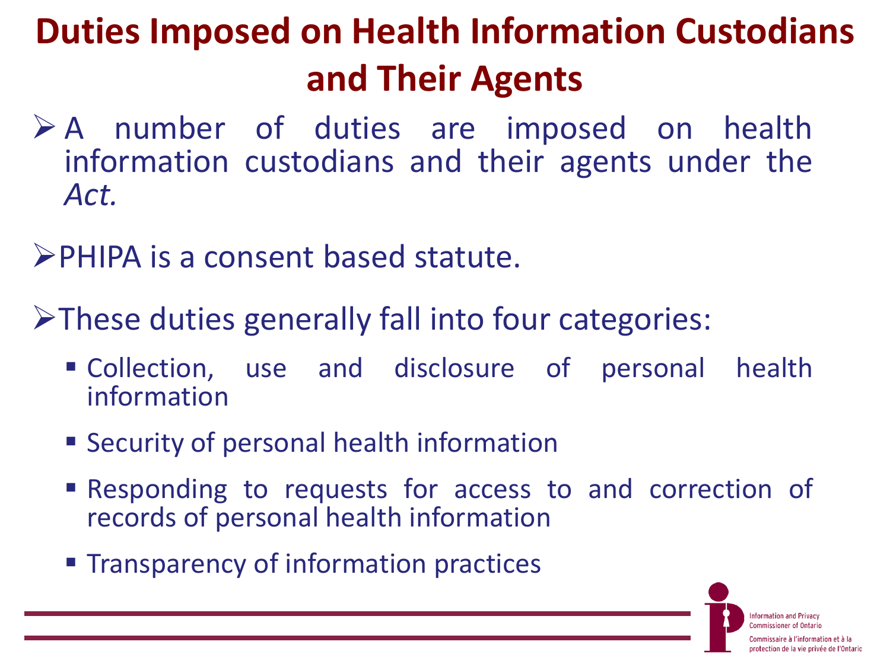# Duties Imposed on Health Information Custodians and Their Agents

- A number of duties are imposed on health information custodians and their agents under the *Act.*

- PHIPA is a consent based statute.

- These duties generally fall into four categories:
  - Collection, use and disclosure of personal health information
  - Security of personal health information
  - Responding to requests for access to and correction of records of personal health information
  - Transparency of information practices

Information and Privacy Commissioner of Ontario
Commissaire à l'information et à la protection de la vie privée de l'Ontario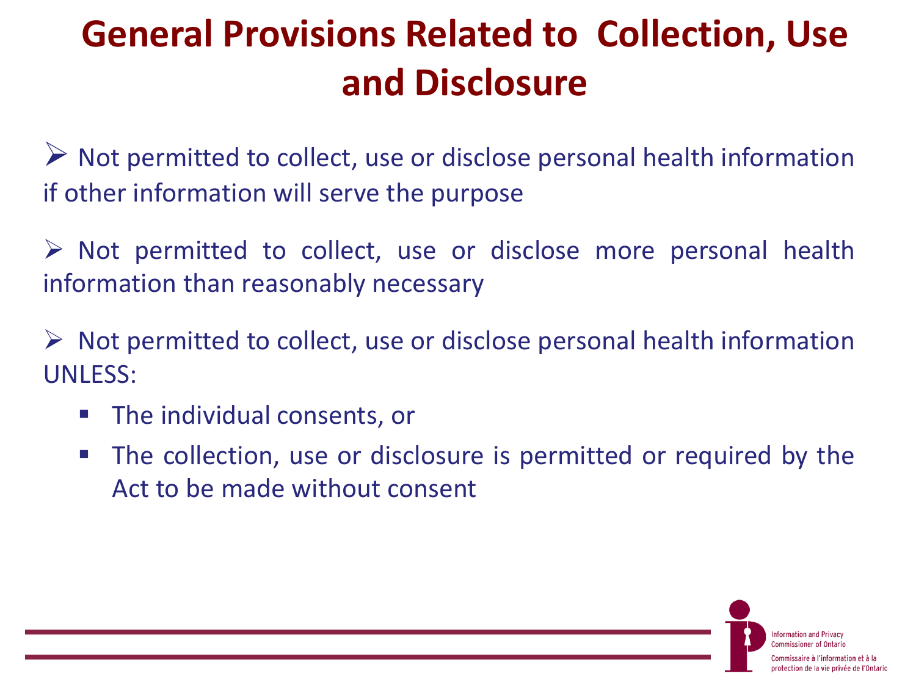# General Provisions Related to Collection, Use and Disclosure

- Not permitted to collect, use or disclose personal health information if other information will serve the purpose
- Not permitted to collect, use or disclose more personal health information than reasonably necessary
- Not permitted to collect, use or disclose personal health information UNLESS:
  - The individual consents, or
  - The collection, use or disclosure is permitted or required by the Act to be made without consent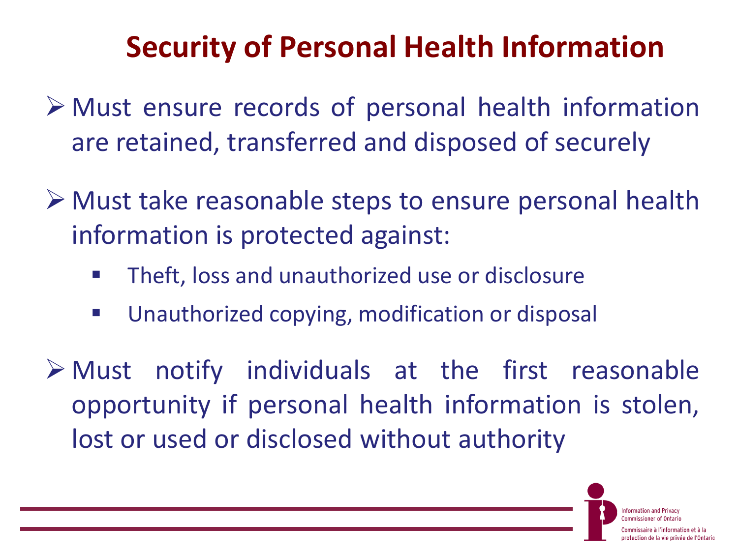# Security of Personal Health Information

- Must ensure records of personal health information are retained, transferred and disposed of securely
- Must take reasonable steps to ensure personal health information is protected against:
  - Theft, loss and unauthorized use or disclosure
  - Unauthorized copying, modification or disposal
- Must notify individuals at the first reasonable opportunity if personal health information is stolen, lost or used or disclosed without authority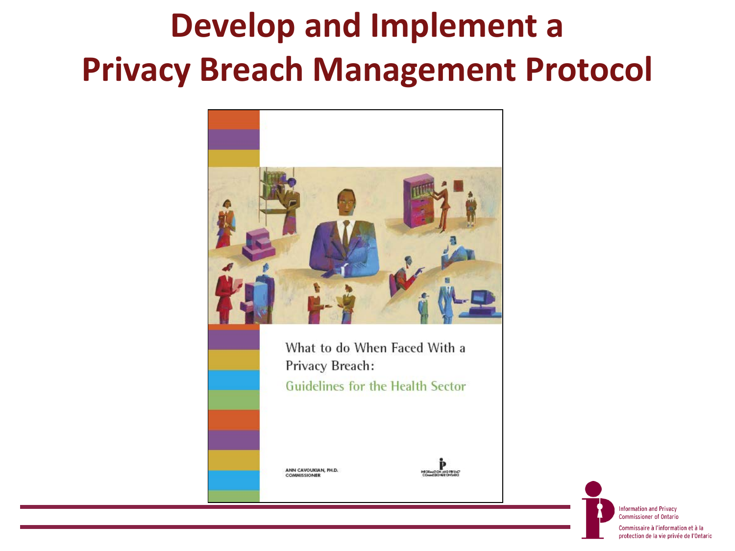# Develop and Implement a Privacy Breach Management Protocol

What to do When Faced With a Privacy Breach:

Guidelines for the Health Sector

ANN CAVOUKIAN, PH.D.
COMMISSIONER

Information and Privacy Commissioner of Ontario

Commissaire à l'information et à la protection de la vie privée de l'Ontario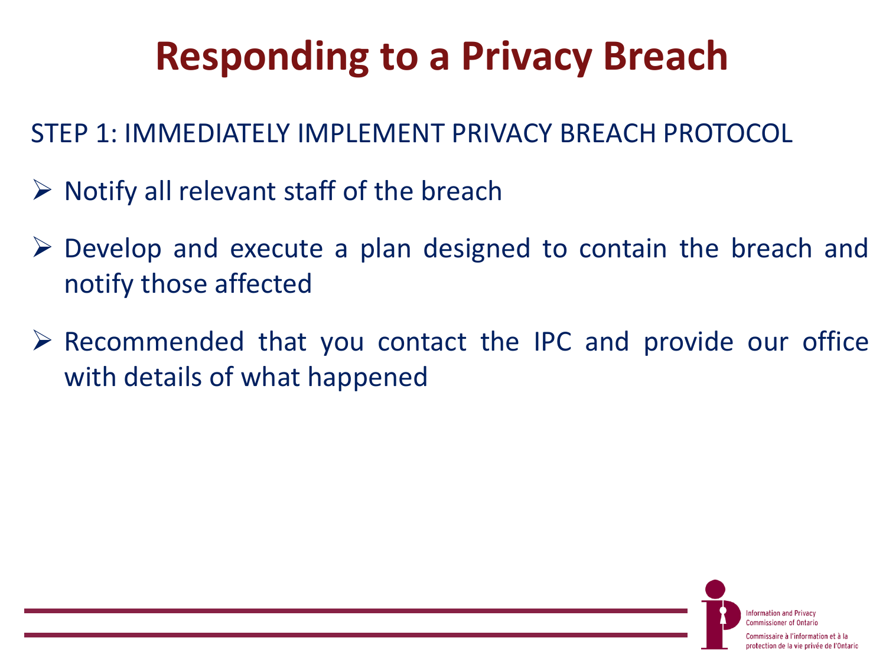# Responding to a Privacy Breach

STEP 1: IMMEDIATELY IMPLEMENT PRIVACY BREACH PROTOCOL

- Notify all relevant staff of the breach
- Develop and execute a plan designed to contain the breach and notify those affected
- Recommended that you contact the IPC and provide our office with details of what happened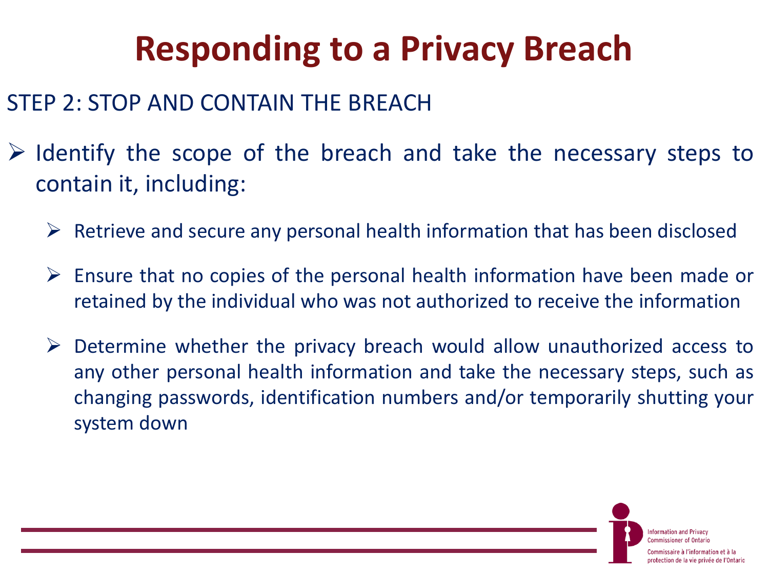# Responding to a Privacy Breach

STEP 2: STOP AND CONTAIN THE BREACH

- Identify the scope of the breach and take the necessary steps to contain it, including:
  - Retrieve and secure any personal health information that has been disclosed
  - Ensure that no copies of the personal health information have been made or retained by the individual who was not authorized to receive the information
  - Determine whether the privacy breach would allow unauthorized access to any other personal health information and take the necessary steps, such as changing passwords, identification numbers and/or temporarily shutting your system down

Information and Privacy Commissioner of Ontario

Commissaire à l'information et à la protection de la vie privée de l'Ontario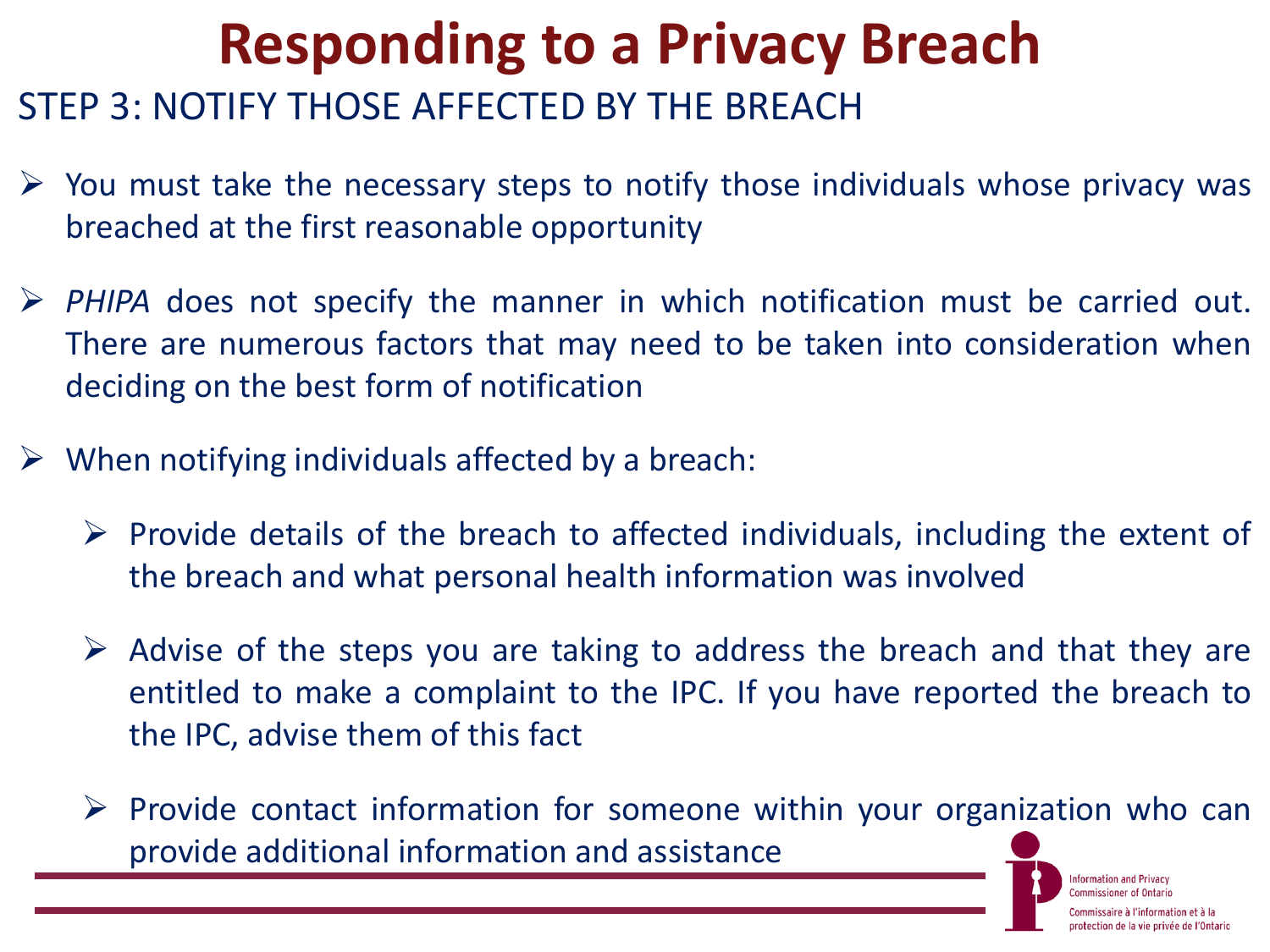# Responding to a Privacy Breach

## STEP 3: NOTIFY THOSE AFFECTED BY THE BREACH

- You must take the necessary steps to notify those individuals whose privacy was breached at the first reasonable opportunity
- *PHIPA* does not specify the manner in which notification must be carried out. There are numerous factors that may need to be taken into consideration when deciding on the best form of notification
- When notifying individuals affected by a breach:
  - Provide details of the breach to affected individuals, including the extent of the breach and what personal health information was involved
  - Advise of the steps you are taking to address the breach and that they are entitled to make a complaint to the IPC. If you have reported the breach to the IPC, advise them of this fact
  - Provide contact information for someone within your organization who can provide additional information and assistance

Information and Privacy Commissioner of Ontario

Commissaire à l'information et à la protection de la vie privée de l'Ontario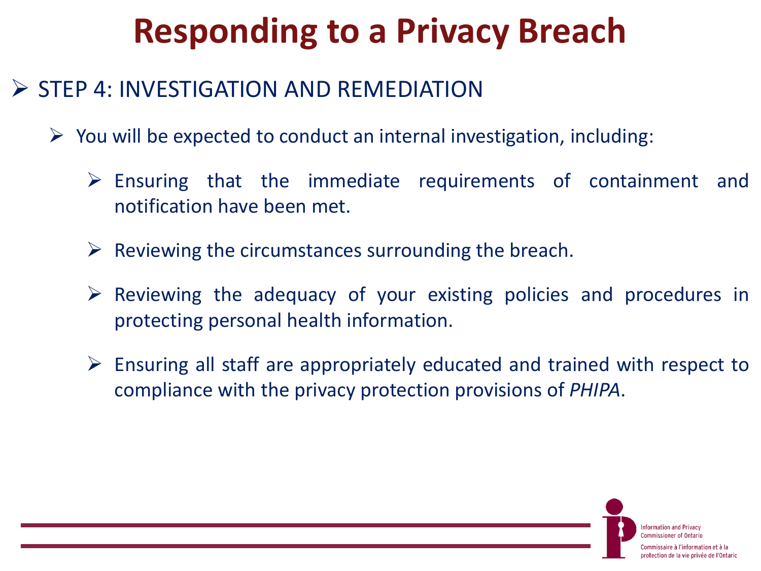# Responding to a Privacy Breach

- STEP 4: INVESTIGATION AND REMEDIATION
  - You will be expected to conduct an internal investigation, including:
    - Ensuring that the immediate requirements of containment and notification have been met.
    - Reviewing the circumstances surrounding the breach.
    - Reviewing the adequacy of your existing policies and procedures in protecting personal health information.
    - Ensuring all staff are appropriately educated and trained with respect to compliance with the privacy protection provisions of *PHIPA*.

Information and Privacy Commissioner of Ontario

Commissaire à l'information et à la protection de la vie privée de l'Ontario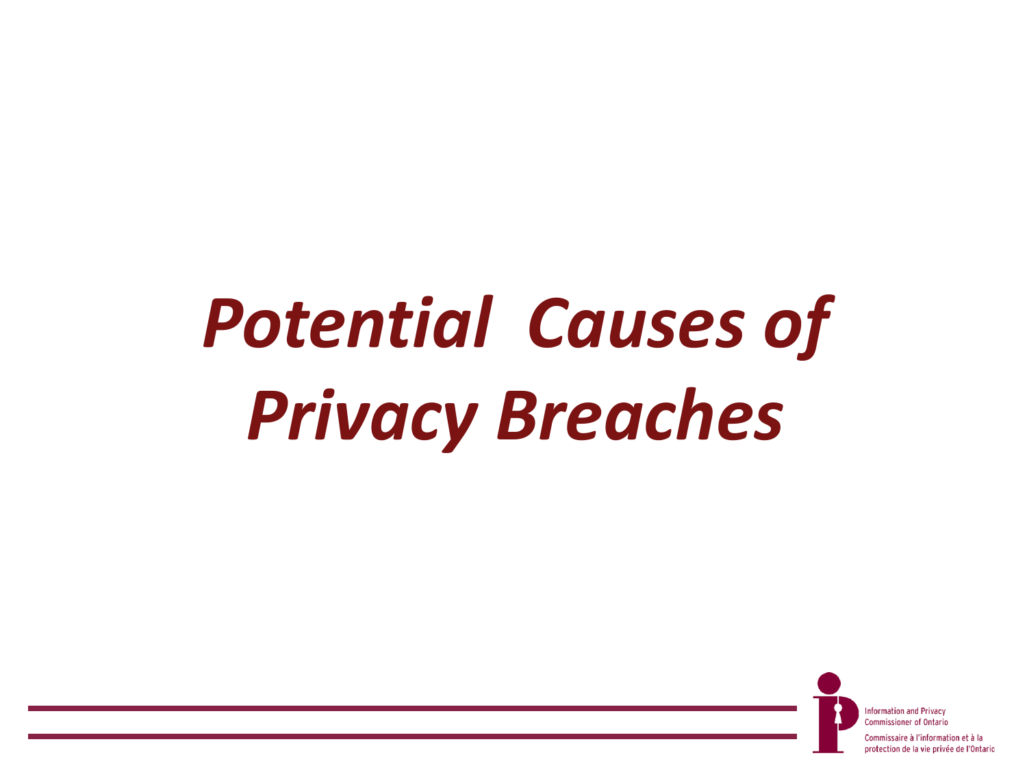# *Potential Causes of Privacy Breaches*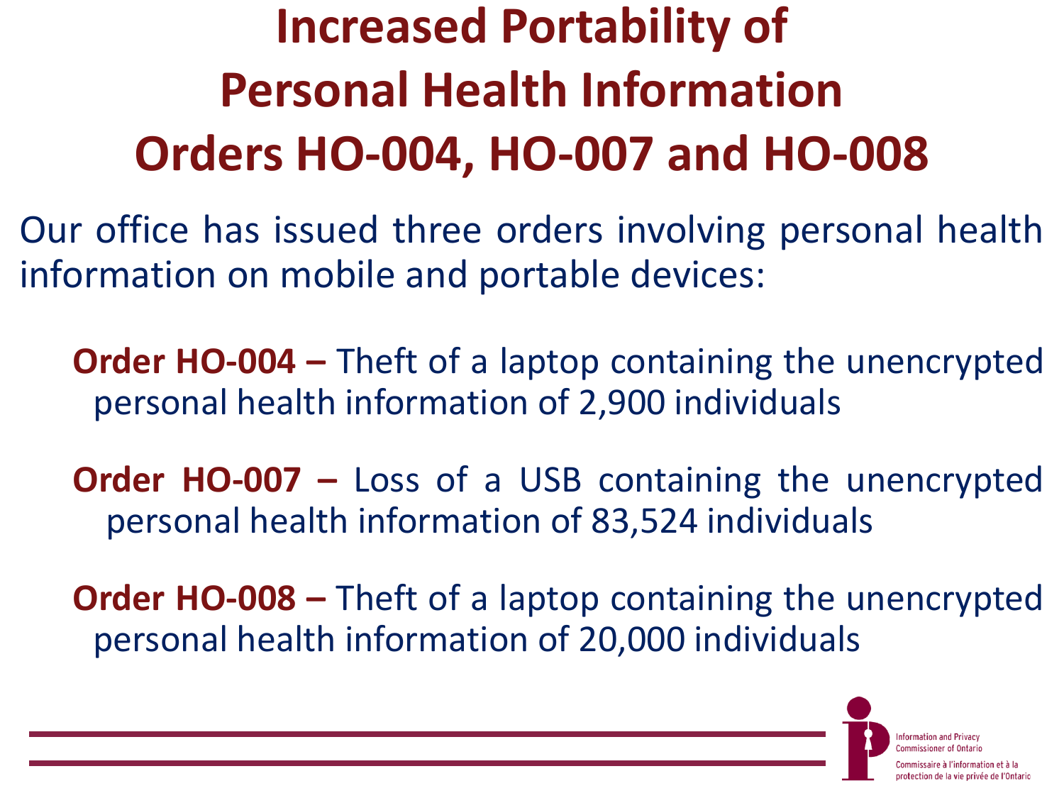# Increased Portability of Personal Health Information Orders HO-004, HO-007 and HO-008

Our office has issued three orders involving personal health information on mobile and portable devices:

**Order HO-004 –** Theft of a laptop containing the unencrypted personal health information of 2,900 individuals

**Order HO-007 –** Loss of a USB containing the unencrypted personal health information of 83,524 individuals

**Order HO-008 –** Theft of a laptop containing the unencrypted personal health information of 20,000 individuals

Information and Privacy Commissioner of Ontario

Commissaire à l'information et à la protection de la vie privée de l'Ontario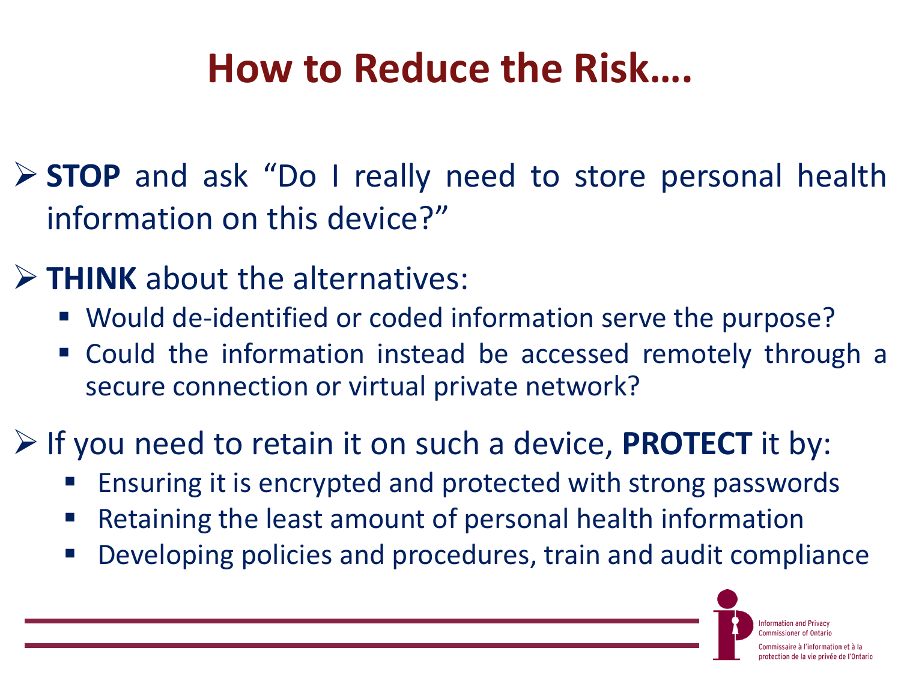# How to Reduce the Risk….

- **STOP** and ask "Do I really need to store personal health information on this device?"
- **THINK** about the alternatives:
  - Would de-identified or coded information serve the purpose?
  - Could the information instead be accessed remotely through a secure connection or virtual private network?
- If you need to retain it on such a device, **PROTECT** it by:
  - Ensuring it is encrypted and protected with strong passwords
  - Retaining the least amount of personal health information
  - Developing policies and procedures, train and audit compliance

Information and Privacy Commissioner of Ontario

Commissaire à l'information et à la protection de la vie privée de l'Ontario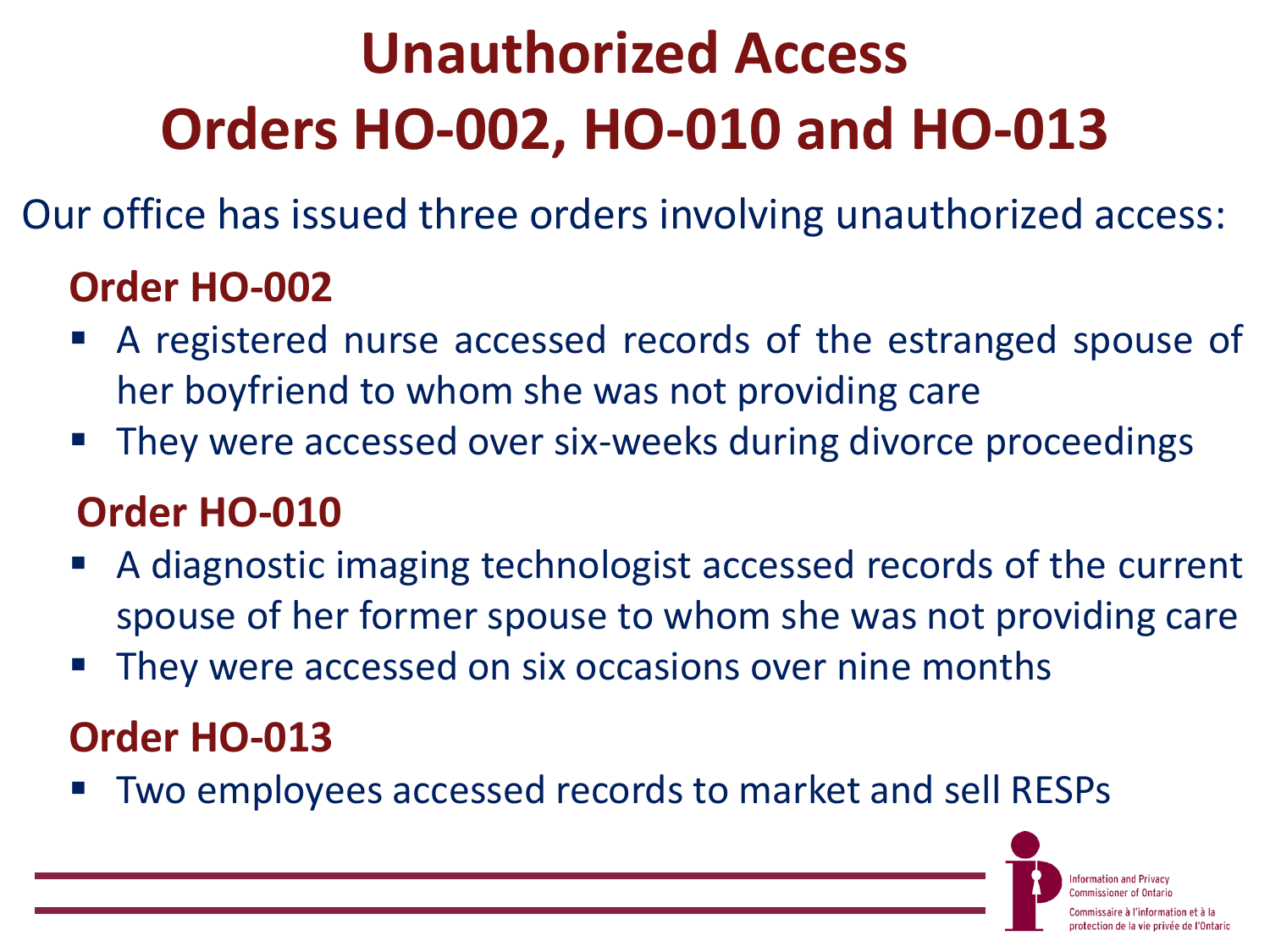# Unauthorized Access
# Orders HO-002, HO-010 and HO-013

Our office has issued three orders involving unauthorized access:

## Order HO-002

- A registered nurse accessed records of the estranged spouse of her boyfriend to whom she was not providing care
- They were accessed over six-weeks during divorce proceedings

## Order HO-010

- A diagnostic imaging technologist accessed records of the current spouse of her former spouse to whom she was not providing care
- They were accessed on six occasions over nine months

## Order HO-013

- Two employees accessed records to market and sell RESPs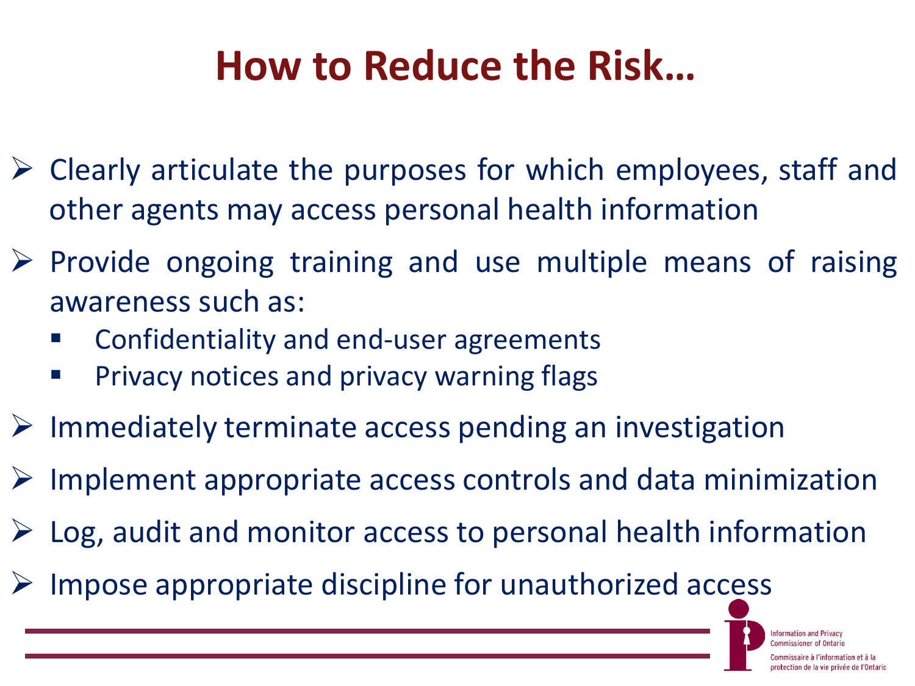# How to Reduce the Risk…

- Clearly articulate the purposes for which employees, staff and other agents may access personal health information
- Provide ongoing training and use multiple means of raising awareness such as:
  - Confidentiality and end-user agreements
  - Privacy notices and privacy warning flags
- Immediately terminate access pending an investigation
- Implement appropriate access controls and data minimization
- Log, audit and monitor access to personal health information
- Impose appropriate discipline for unauthorized access

Information and Privacy Commissioner of Ontario
Commissaire à l'information et à la protection de la vie privée de l'Ontario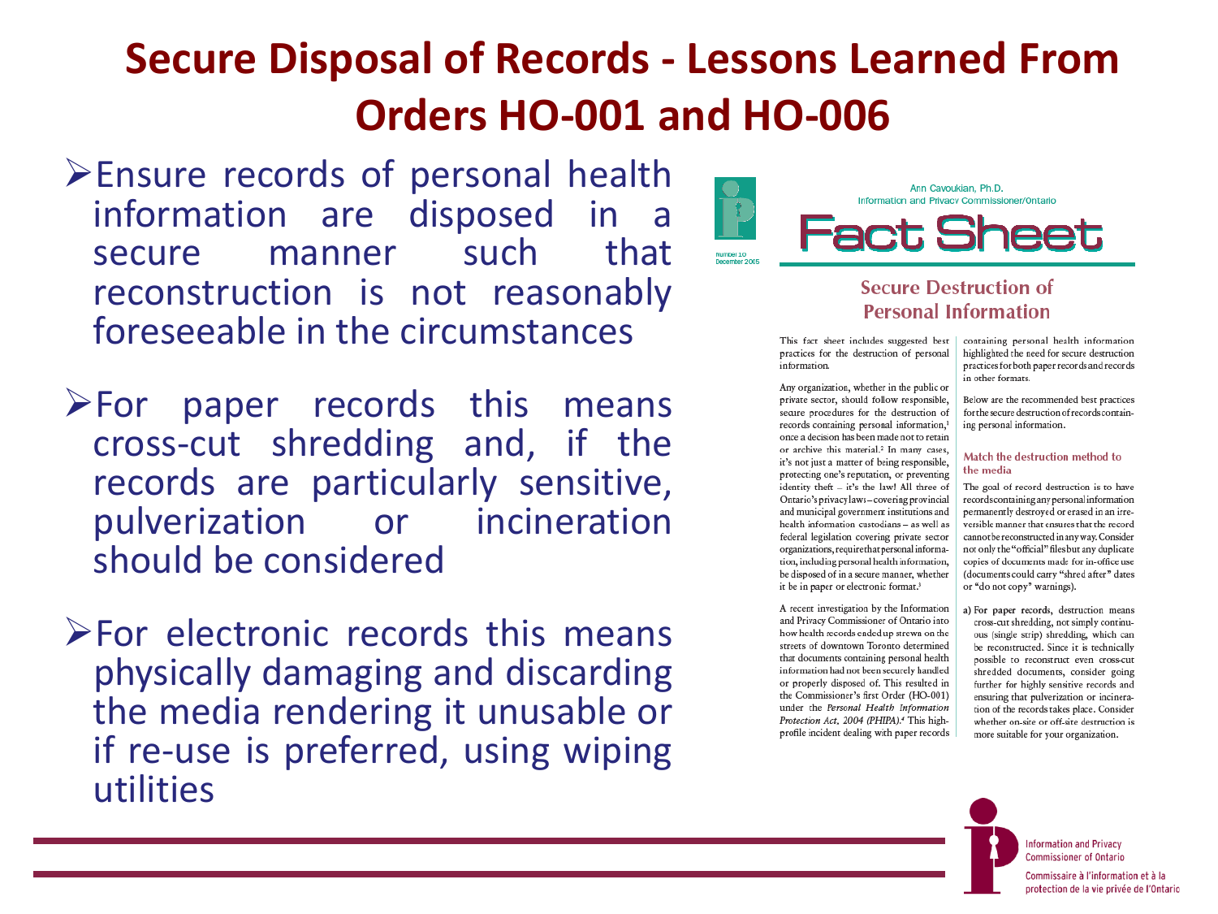# Secure Disposal of Records - Lessons Learned From Orders HO-001 and HO-006

- Ensure records of personal health information are disposed in a secure manner such that reconstruction is not reasonably foreseeable in the circumstances
- For paper records this means cross-cut shredding and, if the records are particularly sensitive, pulverization or incineration should be considered
- For electronic records this means physically damaging and discarding the media rendering it unusable or if re-use is preferred, using wiping utilities

Ann Cavoukian, Ph.D.
Information and Privacy Commissioner/Ontario

Number 10
December 2005

## Fact Sheet

### Secure Destruction of Personal Information

This fact sheet includes suggested best practices for the destruction of personal information.

Any organization, whether in the public or private sector, should follow responsible, secure procedures for the destruction of records containing personal information,[1] once a decision has been made not to retain or archive this material.[2] In many cases, it's not just a matter of being responsible, protecting one's reputation, or preventing identity theft – it's the law! All three of Ontario's privacy laws – covering provincial and municipal government institutions and health information custodians – as well as federal legislation covering private sector organizations, require that personal information, including personal health information, be disposed of in a secure manner, whether it be in paper or electronic format.[3]

A recent investigation by the Information and Privacy Commissioner of Ontario into how health records ended up strewn on the streets of downtown Toronto determined that documents containing personal health information had not been securely handled or properly disposed of. This resulted in the Commissioner's first Order (HO-001) under the *Personal Health Information Protection Act, 2004 (PHIPA)*.[4] This high-profile incident dealing with paper records containing personal health information highlighted the need for secure destruction practices for both paper records and records in other formats.

Below are the recommended best practices for the secure destruction of records containing personal information.

#### Match the destruction method to the media

The goal of record destruction is to have records containing any personal information permanently destroyed or erased in an irreversible manner that ensures that the record cannot be reconstructed in any way. Consider not only the "official" files but any duplicate copies of documents made for in-office use (documents could carry "shred after" dates or "do not copy" warnings).

a) **For paper records**, destruction means cross-cut shredding, not simply continuous (single strip) shredding, which can be reconstructed. Since it is technically possible to reconstruct even cross-cut shredded documents, consider going further for highly sensitive records and ensuring that pulverization or incineration of the records takes place. Consider whether on-site or off-site destruction is more suitable for your organization.

Information and Privacy Commissioner of Ontario
Commissaire à l'information et à la protection de la vie privée de l'Ontario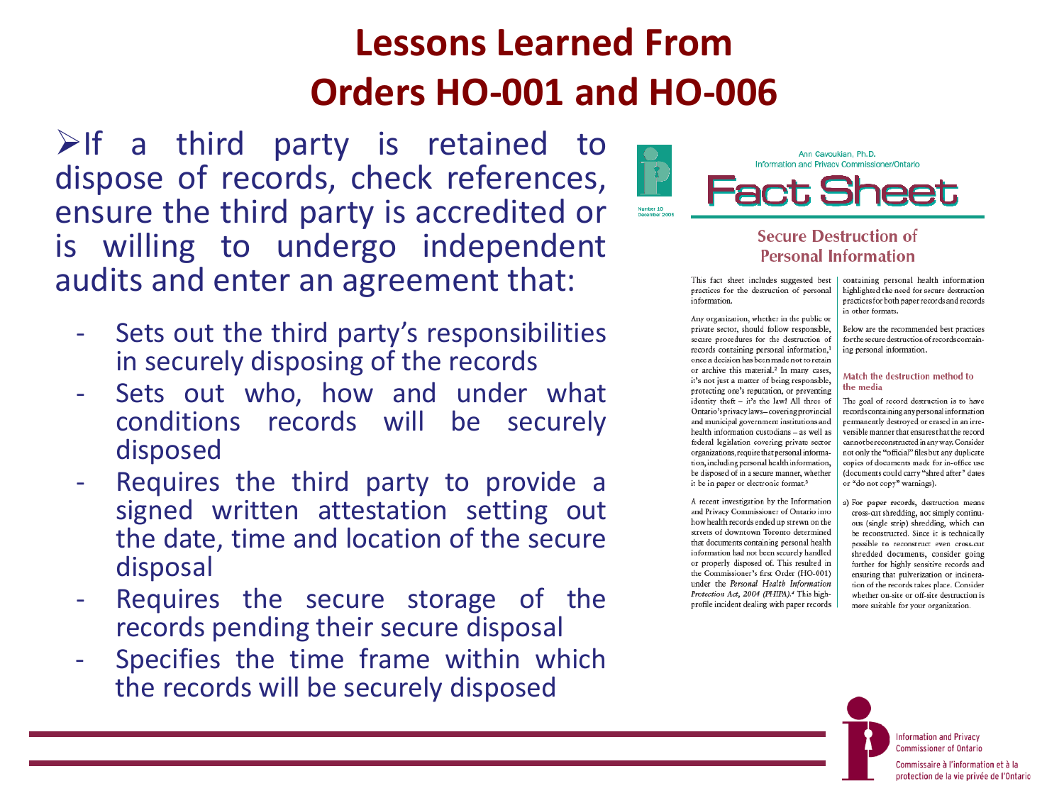# Lessons Learned From Orders HO-001 and HO-006

- If a third party is retained to dispose of records, check references, ensure the third party is accredited or is willing to undergo independent audits and enter an agreement that:
  - Sets out the third party's responsibilities in securely disposing of the records
  - Sets out who, how and under what conditions records will be securely disposed
  - Requires the third party to provide a signed written attestation setting out the date, time and location of the secure disposal
  - Requires the secure storage of the records pending their secure disposal
  - Specifies the time frame within which the records will be securely disposed

Ann Cavoukian, Ph.D.
Information and Privacy Commissioner/Ontario

Number 10
December 2005

## Fact Sheet

### Secure Destruction of Personal Information

This fact sheet includes suggested best practices for the destruction of personal information.

Any organization, whether in the public or private sector, should follow responsible, secure procedures for the destruction of records containing personal information,[1] once a decision has been made not to retain or archive this material.[2] In many cases, it's not just a matter of being responsible, protecting one's reputation, or preventing identity theft – it's the law! All three of Ontario's privacy laws – covering provincial and municipal government institutions and health information custodians – as well as federal legislation covering private sector organizations, require that personal information, including personal health information, be disposed of in a secure manner, whether it be in paper or electronic format.[3]

A recent investigation by the Information and Privacy Commissioner of Ontario into how health records ended up strewn on the streets of downtown Toronto determined that documents containing personal health information had not been securely handled or properly disposed of. This resulted in the Commissioner's first Order (HO-001) under the *Personal Health Information Protection Act, 2004 (PHIPA)*.[4] This high-profile incident dealing with paper records containing personal health information highlighted the need for secure destruction practices for both paper records and records in other formats.

Below are the recommended best practices for the secure destruction of records containing personal information.

#### Match the destruction method to the media

The goal of record destruction is to have records containing any personal information permanently destroyed or erased in an irreversible manner that ensures that the record cannot be reconstructed in any way. Consider not only the "official" files but any duplicate copies of documents made for in-office use (documents could carry "shred after" dates or "do not copy" warnings).

a) For paper records, destruction means cross-cut shredding, not simply continuous (single strip) shredding, which can be reconstructed. Since it is technically possible to reconstruct even cross-cut shredded documents, consider going further for highly sensitive records and ensuring that pulverization or incineration of the records takes place. Consider whether on-site or off-site destruction is more suitable for your organization.

Information and Privacy Commissioner of Ontario

Commissaire à l'information et à la protection de la vie privée de l'Ontario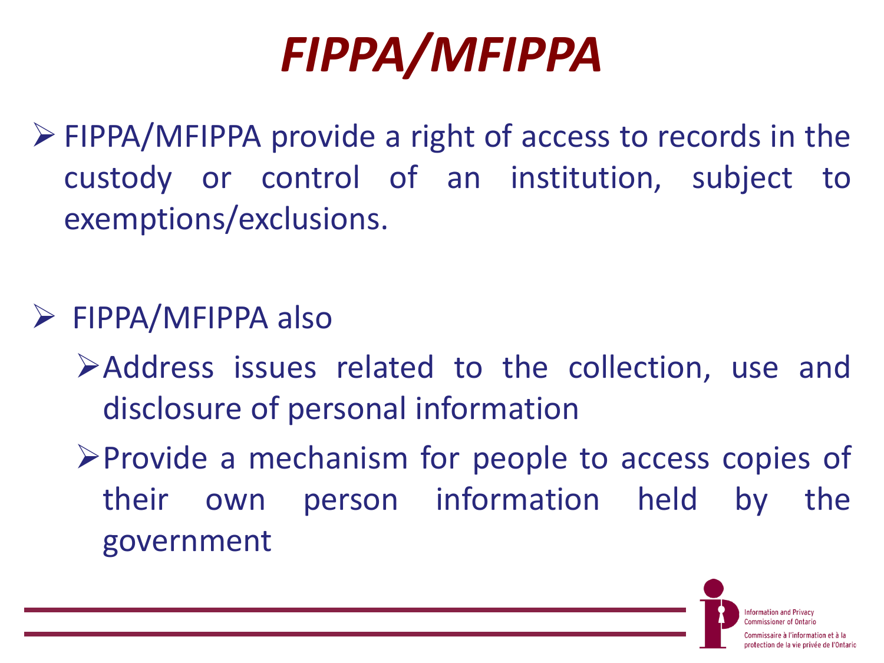# *FIPPA/MFIPPA*

- FIPPA/MFIPPA provide a right of access to records in the custody or control of an institution, subject to exemptions/exclusions.

- FIPPA/MFIPPA also
  - Address issues related to the collection, use and disclosure of personal information
  - Provide a mechanism for people to access copies of their own person information held by the government

Information and Privacy Commissioner of Ontario

Commissaire à l'information et à la protection de la vie privée de l'Ontario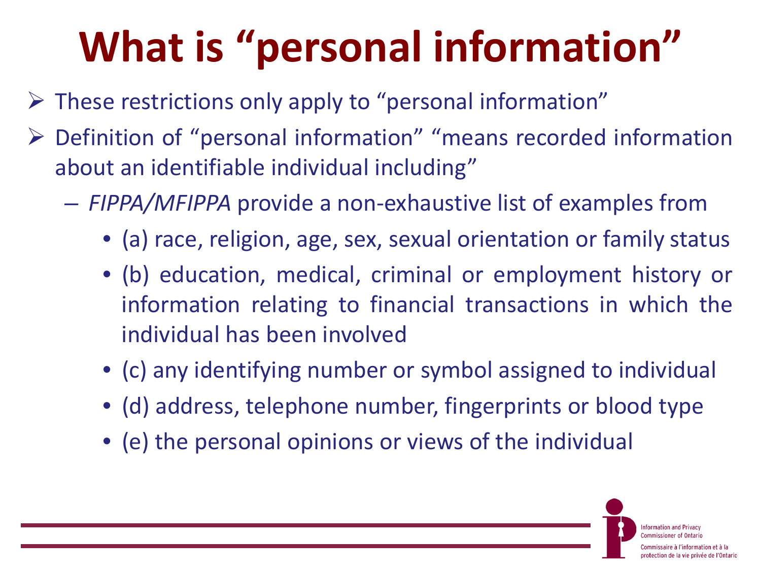# What is "personal information"

- These restrictions only apply to "personal information"
- Definition of "personal information" "means recorded information about an identifiable individual including"
  - *FIPPA/MFIPPA* provide a non-exhaustive list of examples from
    - (a) race, religion, age, sex, sexual orientation or family status
    - (b) education, medical, criminal or employment history or information relating to financial transactions in which the individual has been involved
    - (c) any identifying number or symbol assigned to individual
    - (d) address, telephone number, fingerprints or blood type
    - (e) the personal opinions or views of the individual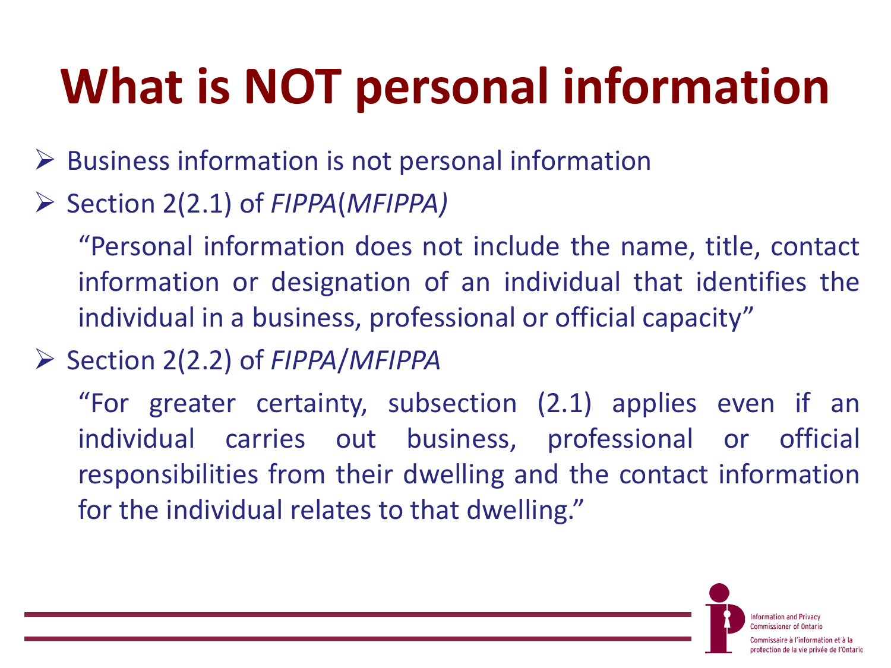# What is NOT personal information

- Business information is not personal information
- Section 2(2.1) of *FIPPA*(*MFIPPA)*

  "Personal information does not include the name, title, contact information or designation of an individual that identifies the individual in a business, professional or official capacity"

- Section 2(2.2) of *FIPPA*/*MFIPPA*

  "For greater certainty, subsection (2.1) applies even if an individual carries out business, professional or official responsibilities from their dwelling and the contact information for the individual relates to that dwelling."

Information and Privacy Commissioner of Ontario

Commissaire à l'information et à la protection de la vie privée de l'Ontario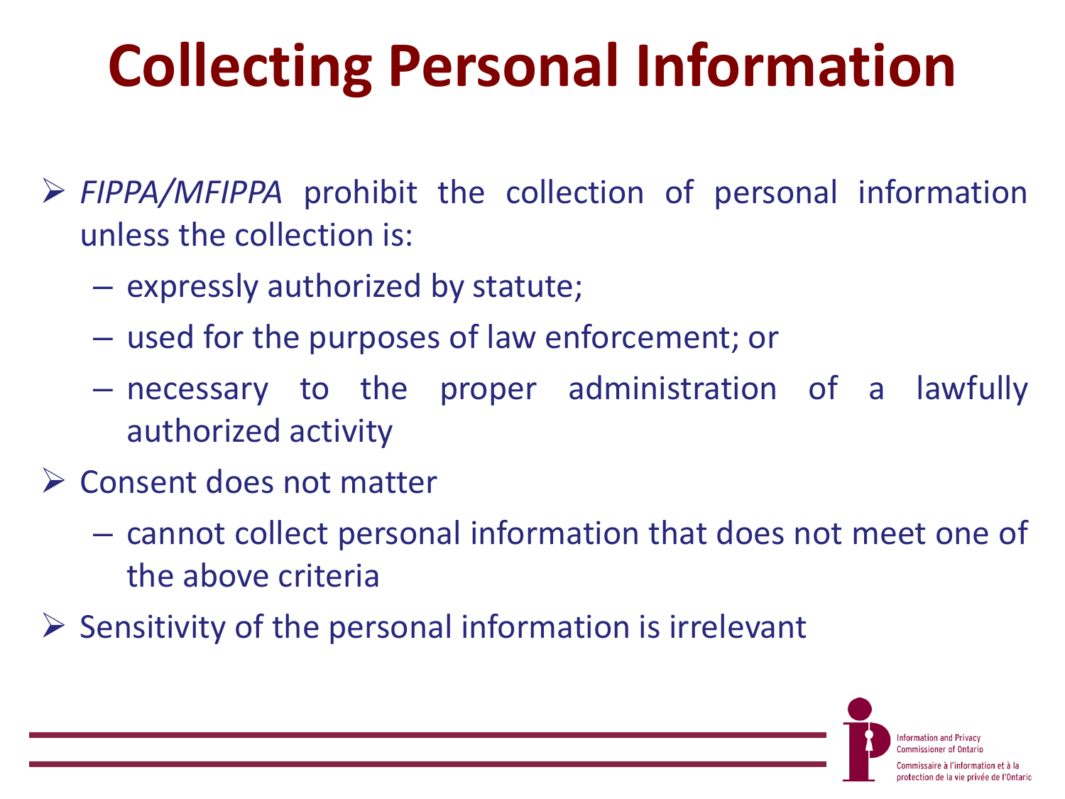# Collecting Personal Information

- *FIPPA/MFIPPA* prohibit the collection of personal information unless the collection is:
  - expressly authorized by statute;
  - used for the purposes of law enforcement; or
  - necessary to the proper administration of a lawfully authorized activity
- Consent does not matter
  - cannot collect personal information that does not meet one of the above criteria
- Sensitivity of the personal information is irrelevant

Information and Privacy Commissioner of Ontario

Commissaire à l'information et à la protection de la vie privée de l'Ontario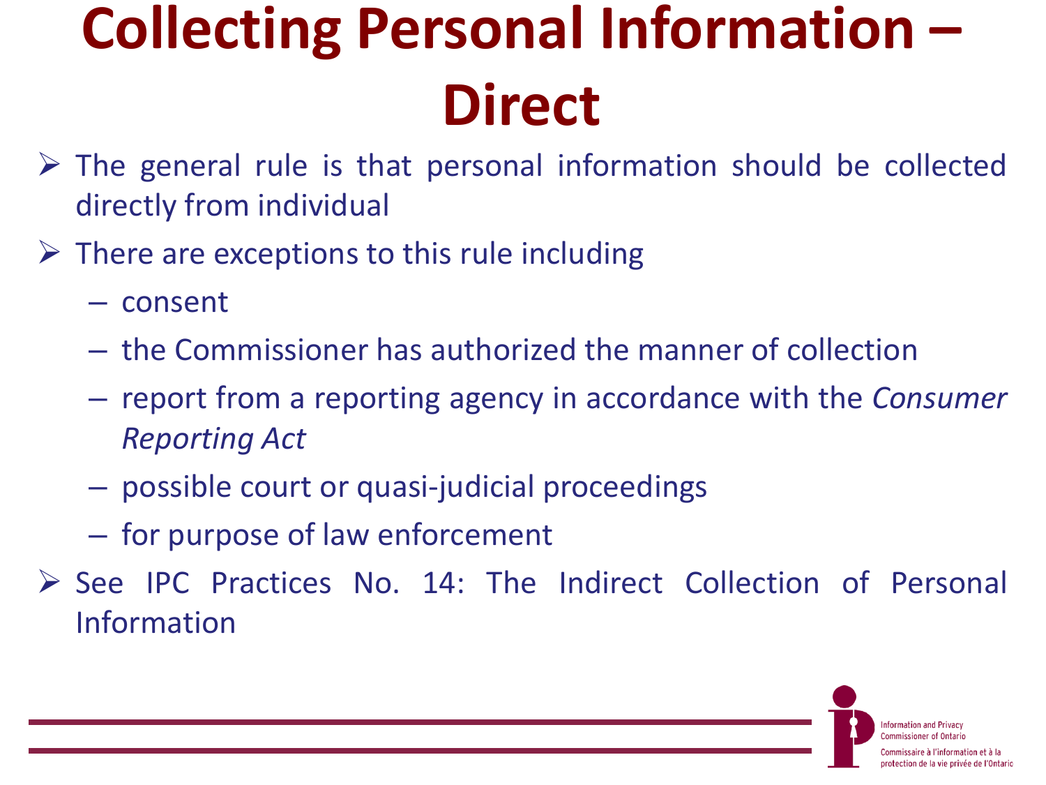# Collecting Personal Information – Direct

- The general rule is that personal information should be collected directly from individual
- There are exceptions to this rule including
  - consent
  - the Commissioner has authorized the manner of collection
  - report from a reporting agency in accordance with the *Consumer Reporting Act*
  - possible court or quasi-judicial proceedings
  - for purpose of law enforcement
- See IPC Practices No. 14: The Indirect Collection of Personal Information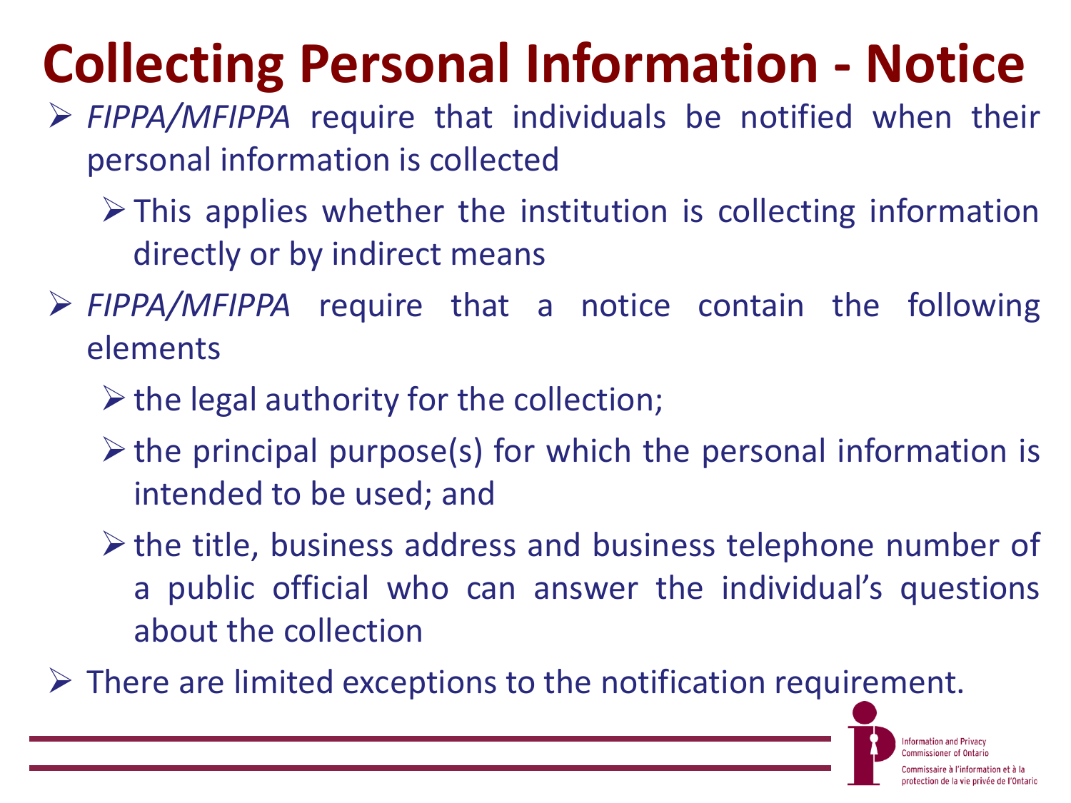# Collecting Personal Information - Notice

- *FIPPA/MFIPPA* require that individuals be notified when their personal information is collected
  - This applies whether the institution is collecting information directly or by indirect means
- *FIPPA/MFIPPA* require that a notice contain the following elements
  - the legal authority for the collection;
  - the principal purpose(s) for which the personal information is intended to be used; and
  - the title, business address and business telephone number of a public official who can answer the individual's questions about the collection
- There are limited exceptions to the notification requirement.

Information and Privacy Commissioner of Ontario

Commissaire à l'information et à la protection de la vie privée de l'Ontario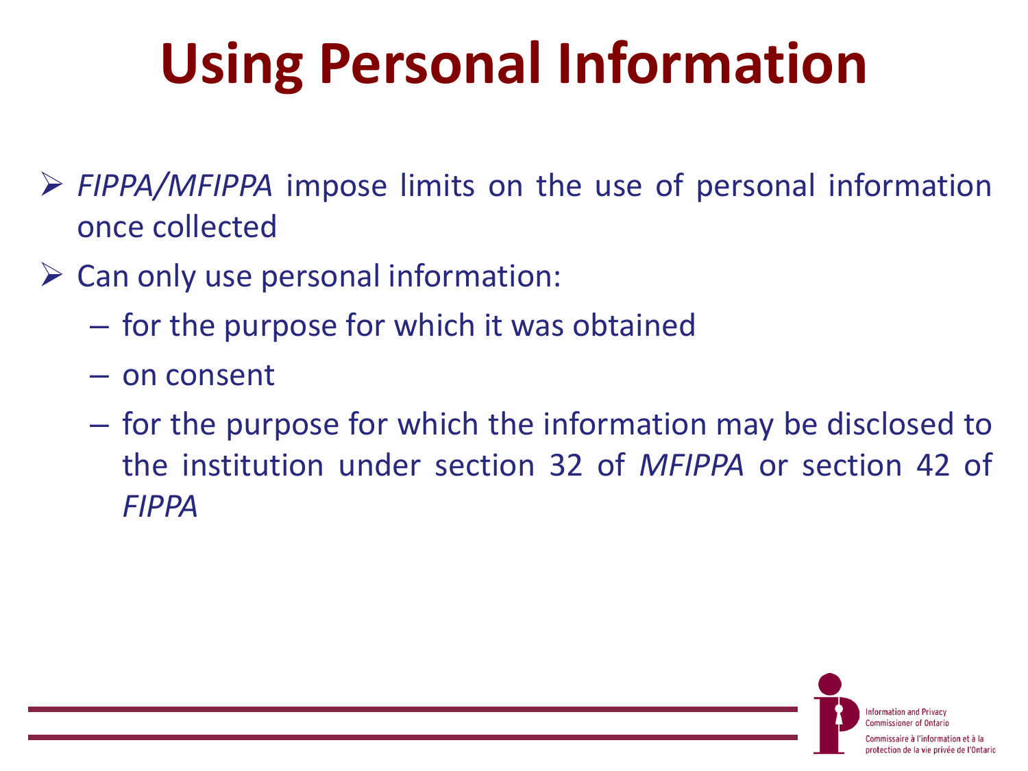# Using Personal Information

- *FIPPA/MFIPPA* impose limits on the use of personal information once collected
- Can only use personal information:
  - for the purpose for which it was obtained
  - on consent
  - for the purpose for which the information may be disclosed to the institution under section 32 of *MFIPPA* or section 42 of *FIPPA*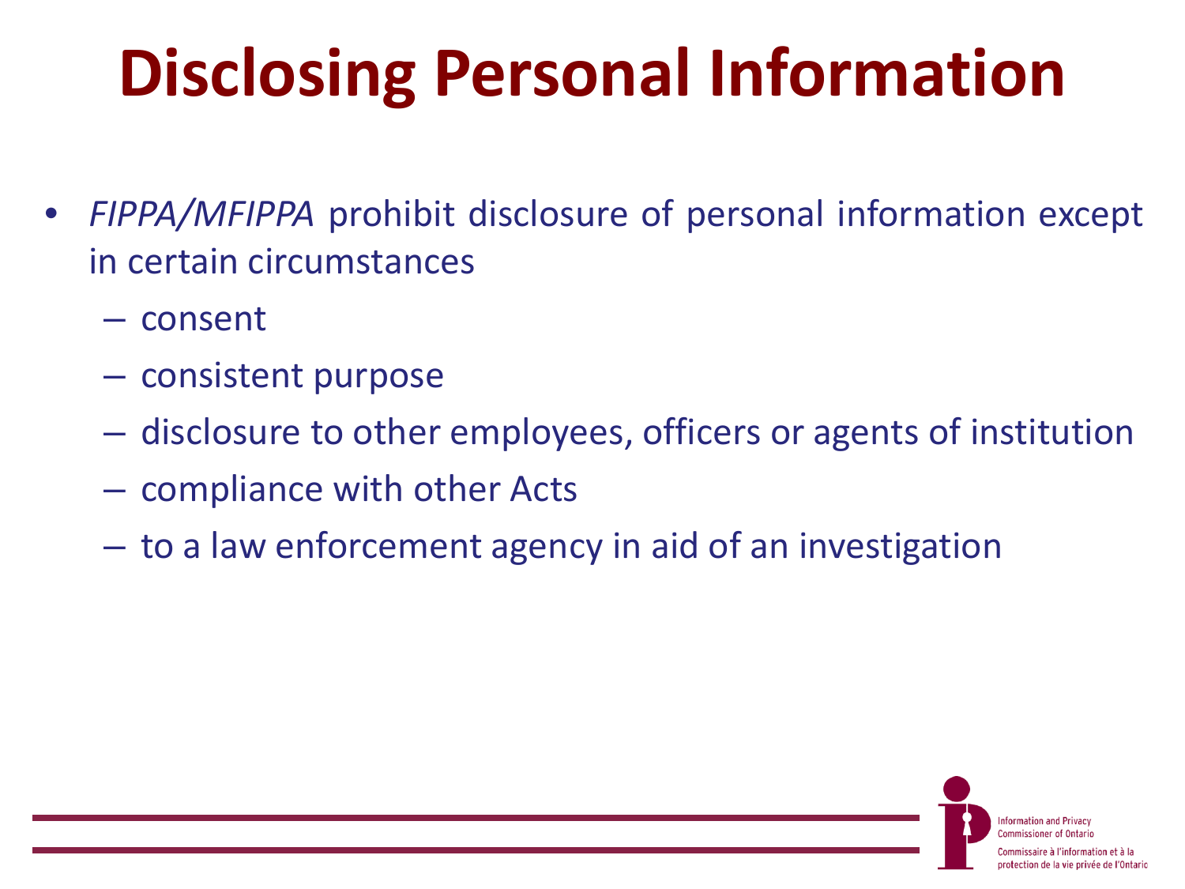# Disclosing Personal Information

- *FIPPA/MFIPPA* prohibit disclosure of personal information except in certain circumstances
  - consent
  - consistent purpose
  - disclosure to other employees, officers or agents of institution
  - compliance with other Acts
  - to a law enforcement agency in aid of an investigation